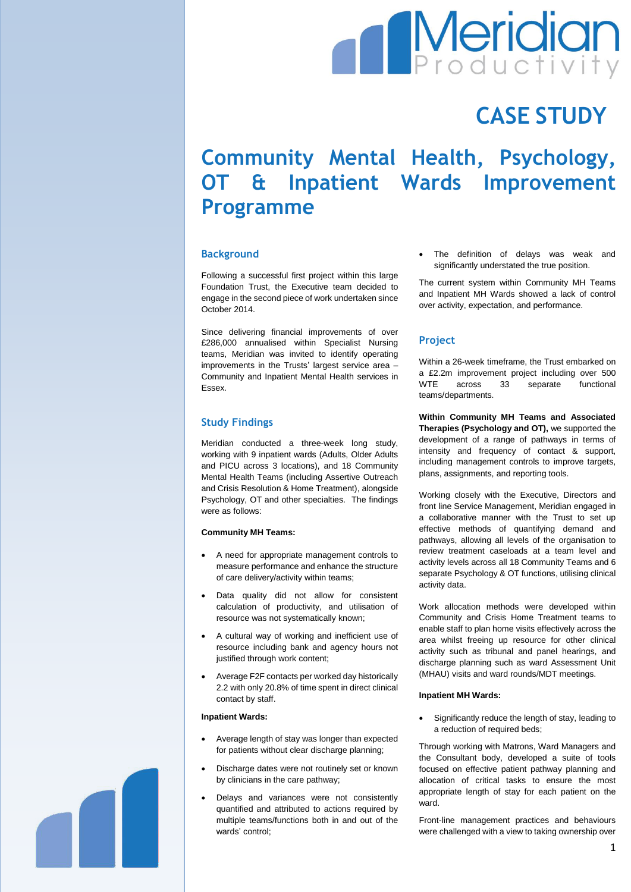# CASE STUDY

# Community Mental Health, Psychology, OT & Inpatient Wards Improvement Programme

## Background

Following a successful first project within this large Foundation Trust, the Executive team decided to engage in the second piece of work undertaken since October 2014.

Since delivering financial improvements of over £286,000 annualised within Specialist Nursing teams, Meridian was invited to identify operating improvements in the Trusts' largest service area – Community and Inpatient Mental Health services in Essex.

## Study Findings

Meridian conducted a three-week long study, working with 9 inpatient wards (Adults, Older Adults and PICU across 3 locations), and 18 Community Mental Health Teams (including Assertive Outreach and Crisis Resolution & Home Treatment), alongside Psychology, OT and other specialties. The findings were as follows:

**Community MH Teams:**

- A need for appropriate management controls to measure performance and enhance the structure of care delivery/activity within teams;
- Data quality did not allow for consistent calculation of productivity, and utilisation of resource was not systematically known;
- A cultural way of working and inefficient use of resource including bank and agency hours not justified through work content;
- Average F2F contacts per worked day historically 2.2 with only 20.8% of time spent in direct clinical contact by staff.

**Inpatient Wards:**

- Average length of stay was longer than expected for patients without clear discharge planning;
- Discharge dates were not routinely set or known by clinicians in the care pathway;
- Delays and variances were not consistently quantified and attributed to actions required by multiple teams/functions both in and out of the wards' control;
- The definition of delays was weak and significantly understated the true position.

The current system within Community MH Teams and Inpatient MH Wards showed a lack of control over activity, expectation, and performance.

## Project

Within a 26-week timeframe, the Trust embarked on a £2.2m improvement project including over 500 WTE across 33 separate functional teams/departments.

**Within Community MH Teams and Associated Therapies (Psychology and OT),** we supported the development of a range of pathways in terms of intensity and frequency of contact & support, including management controls to improve targets, plans, assignments, and reporting tools.

Working closely with the Executive, Directors and front line Service Management, Meridian engaged in a collaborative manner with the Trust to set up effective methods of quantifying demand and pathways, allowing all levels of the organisation to review treatment caseloads at a team level and activity levels across all 18 Community Teams and 6 separate Psychology & OT functions, utilising clinical activity data.

Work allocation methods were developed within Community and Crisis Home Treatment teams to enable staff to plan home visits effectively across the area whilst freeing up resource for other clinical activity such as tribunal and panel hearings, and discharge planning such as ward Assessment Unit (MHAU) visits and ward rounds/MDT meetings.

**Inpatient MH Wards:**

- Significantly reduce the length of stay, leading to a reduction of required beds;

Through working with Matrons, Ward Managers and the Consultant body, developed a suite of tools focused on effective patient pathway planning and allocation of critical tasks to ensure the most appropriate length of stay for each patient on the ward.

Front-line management practices and behaviours were challenged with a view to taking ownership over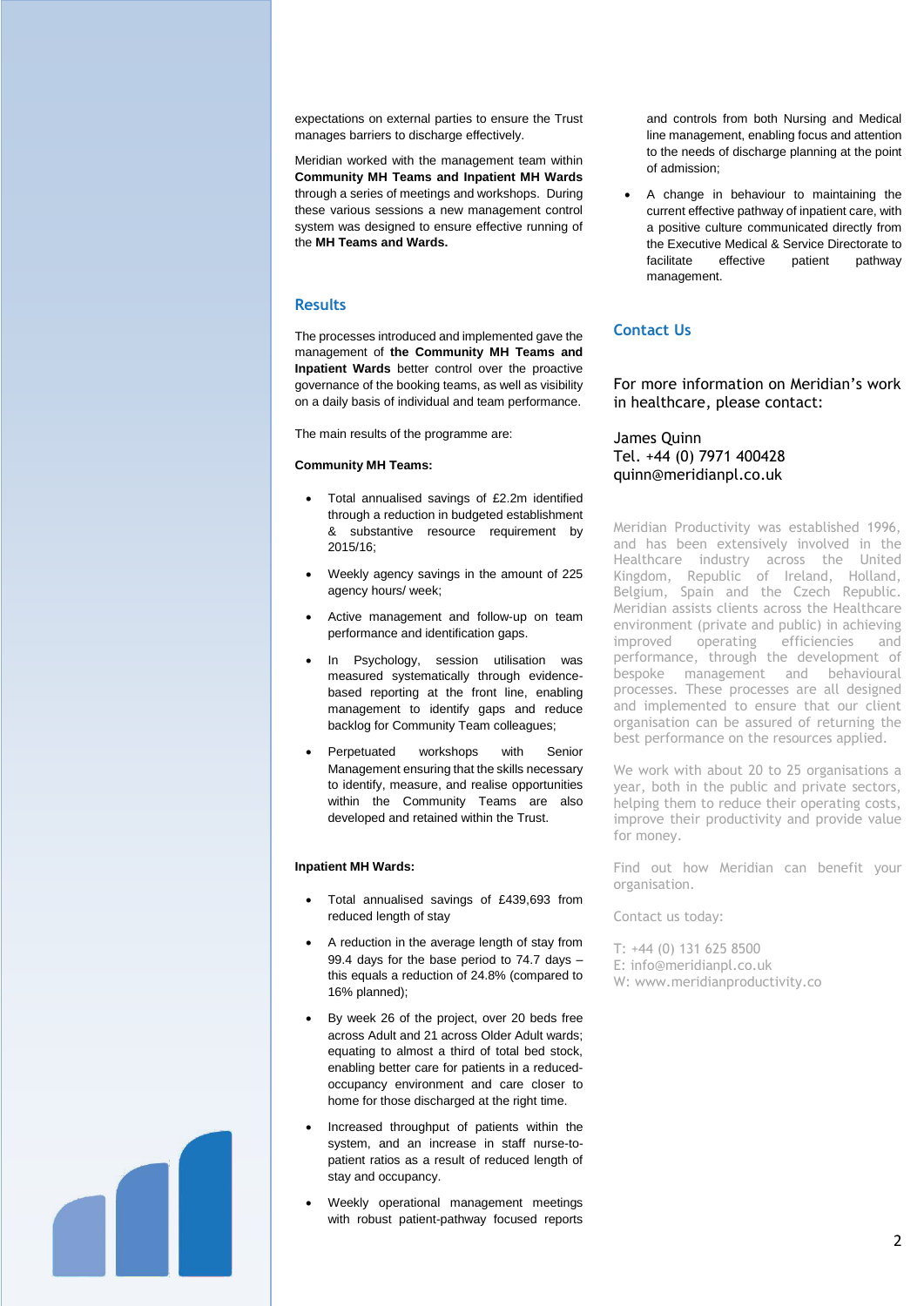expectations on external parties to ensure the Trust manages barriers to discharge effectively.

Meridian worked with the management team within **Community MH Teams and Inpatient MH Wards** through a series of meetings and workshops. During these various sessions a new management control system was designed to ensure effective running of the **MH Teams and Wards.**

## Results

The processes introduced and implemented gave the management of **the Community MH Teams and Inpatient Wards** better control over the proactive governance of the booking teams, as well as visibility on a daily basis of individual and team performance.

The main results of the programme are:

**Community MH Teams:**

- Total annualised savings of £2.2m identified through a reduction in budgeted establishment & substantive resource requirement by 2015/16;
- Weekly agency savings in the amount of 225 agency hours/ week;
- Active management and follow-up on team performance and identification gaps.
- In Psychology, session utilisation was measured systematically through evidence-based reporting at the front line, enabling management to identify gaps and reduce backlog for Community Team colleagues;
- Perpetuated workshops with Senior Management ensuring that the skills necessary to identify, measure, and realise opportunities within the Community Teams are also developed and retained within the Trust.

**Inpatient MH Wards:**

- Total annualised savings of £439,693 from reduced length of stay
- A reduction in the average length of stay from 99.4 days for the base period to 74.7 days – this equals a reduction of 24.8% (compared to 16% planned);
- By week 26 of the project, over 20 beds free across Adult and 21 across Older Adult wards; equating to almost a third of total bed stock, enabling better care for patients in a reduced-occupancy environment and care closer to home for those discharged at the right time.
- Increased throughput of patients within the system, and an increase in staff nurse-to-patient ratios as a result of reduced length of stay and occupancy.
- Weekly operational management meetings with robust patient-pathway focused reports and controls from both Nursing and Medical line management, enabling focus and attention to the needs of discharge planning at the point of admission;
- A change in behaviour to maintaining the current effective pathway of inpatient care, with a positive culture communicated directly from the Executive Medical & Service Directorate to facilitate effective patient pathway management.

## Contact Us

For more information on Meridian's work in healthcare, please contact:

James Quinn
Tel. +44 (0) 7971 400428
quinn@meridianpl.co.uk

Meridian Productivity was established 1996, and has been extensively involved in the Healthcare industry across the United Kingdom, Republic of Ireland, Holland, Belgium, Spain and the Czech Republic. Meridian assists clients across the Healthcare environment (private and public) in achieving improved operating efficiencies and performance, through the development of bespoke management and behavioural processes. These processes are all designed and implemented to ensure that our client organisation can be assured of returning the best performance on the resources applied.

We work with about 20 to 25 organisations a year, both in the public and private sectors, helping them to reduce their operating costs, improve their productivity and provide value for money.

Find out how Meridian can benefit your organisation.

Contact us today:

T: +44 (0) 131 625 8500
E: info@meridianpl.co.uk
W: www.meridianproductivity.co